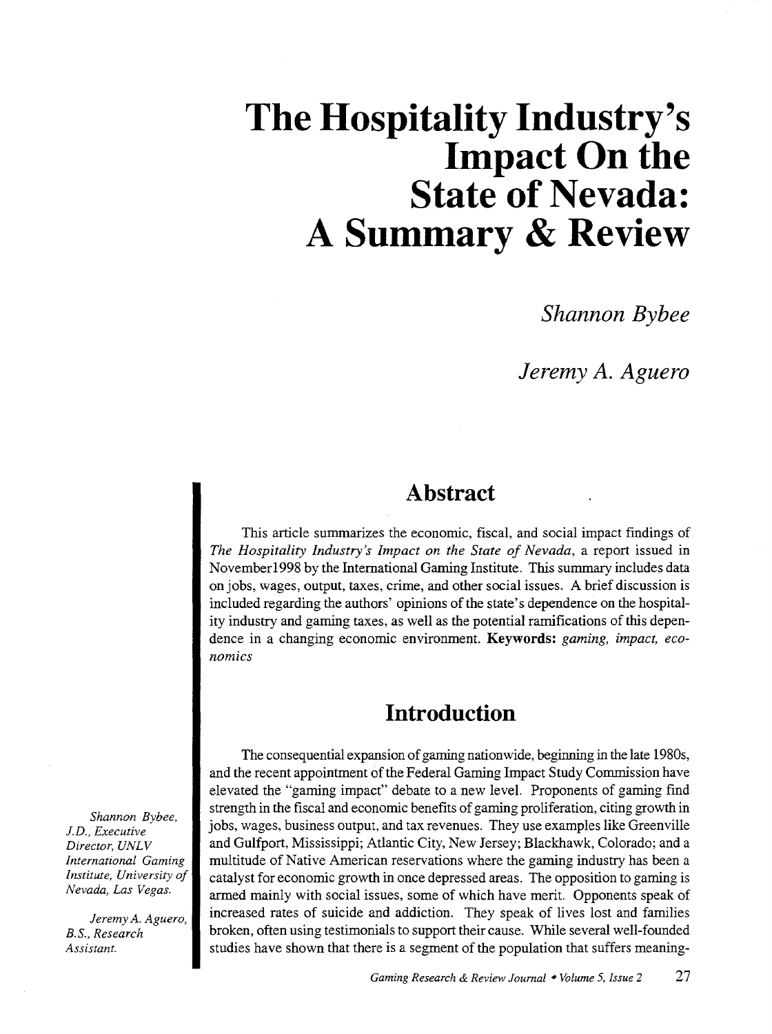# The Hospitality Industry's Impact On the State of Nevada: A Summary & Review

*Shannon Bybee*

*Jeremy A. Aguero*

*Shannon Bybee, J.D., Executive Director, UNLV International Gaming Institute, University of Nevada, Las Vegas.*

*Jeremy A. Aguero, B.S., Research Assistant.*

## Abstract

This article summarizes the economic, fiscal, and social impact findings of *The Hospitality Industry's Impact on the State of Nevada*, a report issued in November1998 by the International Gaming Institute. This summary includes data on jobs, wages, output, taxes, crime, and other social issues. A brief discussion is included regarding the authors' opinions of the state's dependence on the hospitality industry and gaming taxes, as well as the potential ramifications of this dependence in a changing economic environment. **Keywords:** *gaming, impact, economics*

## Introduction

The consequential expansion of gaming nationwide, beginning in the late 1980s, and the recent appointment of the Federal Gaming Impact Study Commission have elevated the "gaming impact" debate to a new level. Proponents of gaming find strength in the fiscal and economic benefits of gaming proliferation, citing growth in jobs, wages, business output, and tax revenues. They use examples like Greenville and Gulfport, Mississippi; Atlantic City, New Jersey; Blackhawk, Colorado; and a multitude of Native American reservations where the gaming industry has been a catalyst for economic growth in once depressed areas. The opposition to gaming is armed mainly with social issues, some of which have merit. Opponents speak of increased rates of suicide and addiction. They speak of lives lost and families broken, often using testimonials to support their cause. While several well-founded studies have shown that there is a segment of the population that suffers meaning-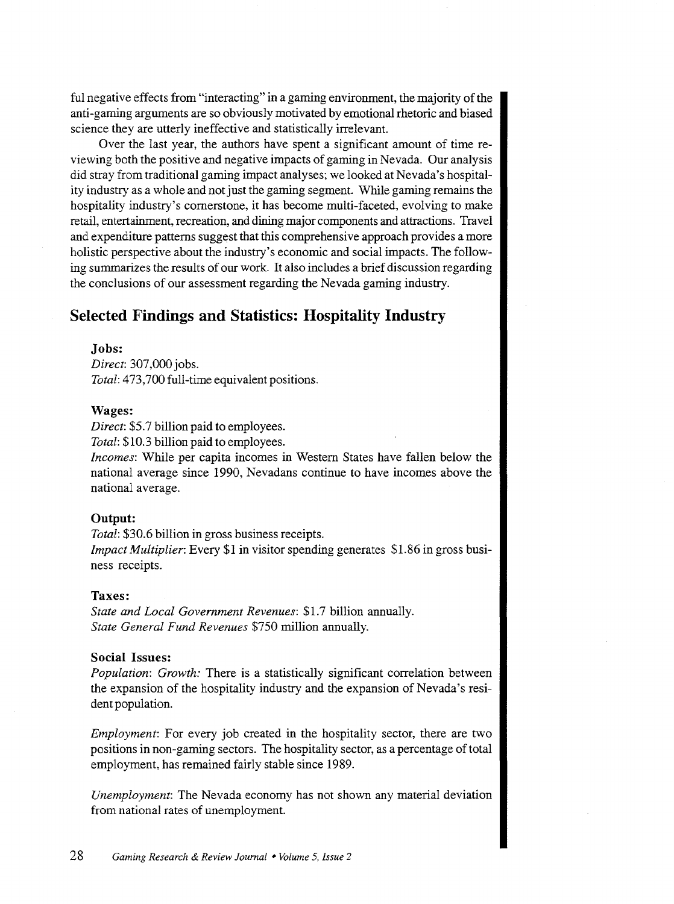ful negative effects from "interacting" in a gaming environment, the majority of the anti-gaming arguments are so obviously motivated by emotional rhetoric and biased science they are utterly ineffective and statistically irrelevant.

Over the last year, the authors have spent a significant amount of time reviewing both the positive and negative impacts of gaming in Nevada. Our analysis did stray from traditional gaming impact analyses; we looked at Nevada's hospitality industry as a whole and not just the gaming segment. While gaming remains the hospitality industry's cornerstone, it has become multi-faceted, evolving to make retail, entertainment, recreation, and dining major components and attractions. Travel and expenditure patterns suggest that this comprehensive approach provides a more holistic perspective about the industry's economic and social impacts. The following summarizes the results of our work. It also includes a brief discussion regarding the conclusions of our assessment regarding the Nevada gaming industry.

## Selected Findings and Statistics: Hospitality Industry

### Jobs:

*Direct*: 307,000 jobs.
*Total*: 473,700 full-time equivalent positions.

### Wages:

*Direct*: $5.7 billion paid to employees.
*Total*: $10.3 billion paid to employees.
*Incomes*: While per capita incomes in Western States have fallen below the national average since 1990, Nevadans continue to have incomes above the national average.

### Output:

*Total*: $30.6 billion in gross business receipts.
*Impact Multiplier*: Every $1 in visitor spending generates $1.86 in gross business receipts.

### Taxes:

*State and Local Government Revenues*: $1.7 billion annually.
*State General Fund Revenues* $750 million annually.

### Social Issues:

*Population*: *Growth:* There is a statistically significant correlation between the expansion of the hospitality industry and the expansion of Nevada's resident population.

*Employment*: For every job created in the hospitality sector, there are two positions in non-gaming sectors. The hospitality sector, as a percentage of total employment, has remained fairly stable since 1989.

*Unemployment*: The Nevada economy has not shown any material deviation from national rates of unemployment.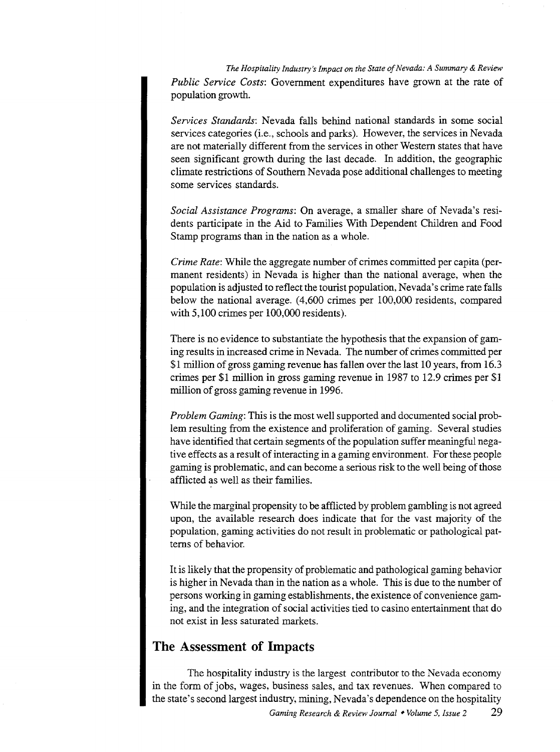*Public Service Costs*: Government expenditures have grown at the rate of population growth.

*Services Standards*: Nevada falls behind national standards in some social services categories (i.e., schools and parks). However, the services in Nevada are not materially different from the services in other Western states that have seen significant growth during the last decade. In addition, the geographic climate restrictions of Southern Nevada pose additional challenges to meeting some services standards.

*Social Assistance Programs*: On average, a smaller share of Nevada's residents participate in the Aid to Families With Dependent Children and Food Stamp programs than in the nation as a whole.

*Crime Rate*: While the aggregate number of crimes committed per capita (permanent residents) in Nevada is higher than the national average, when the population is adjusted to reflect the tourist population, Nevada's crime rate falls below the national average. (4,600 crimes per 100,000 residents, compared with 5,100 crimes per 100,000 residents).

There is no evidence to substantiate the hypothesis that the expansion of gaming results in increased crime in Nevada. The number of crimes committed per $1 million of gross gaming revenue has fallen over the last 10 years, from 16.3 crimes per $1 million in gross gaming revenue in 1987 to 12.9 crimes per $1 million of gross gaming revenue in 1996.

*Problem Gaming*: This is the most well supported and documented social problem resulting from the existence and proliferation of gaming. Several studies have identified that certain segments of the population suffer meaningful negative effects as a result of interacting in a gaming environment. For these people gaming is problematic, and can become a serious risk to the well being of those afflicted as well as their families.

While the marginal propensity to be afflicted by problem gambling is not agreed upon, the available research does indicate that for the vast majority of the population, gaming activities do not result in problematic or pathological patterns of behavior.

It is likely that the propensity of problematic and pathological gaming behavior is higher in Nevada than in the nation as a whole. This is due to the number of persons working in gaming establishments, the existence of convenience gaming, and the integration of social activities tied to casino entertainment that do not exist in less saturated markets.

## The Assessment of Impacts

The hospitality industry is the largest contributor to the Nevada economy in the form of jobs, wages, business sales, and tax revenues. When compared to the state's second largest industry, mining, Nevada's dependence on the hospitality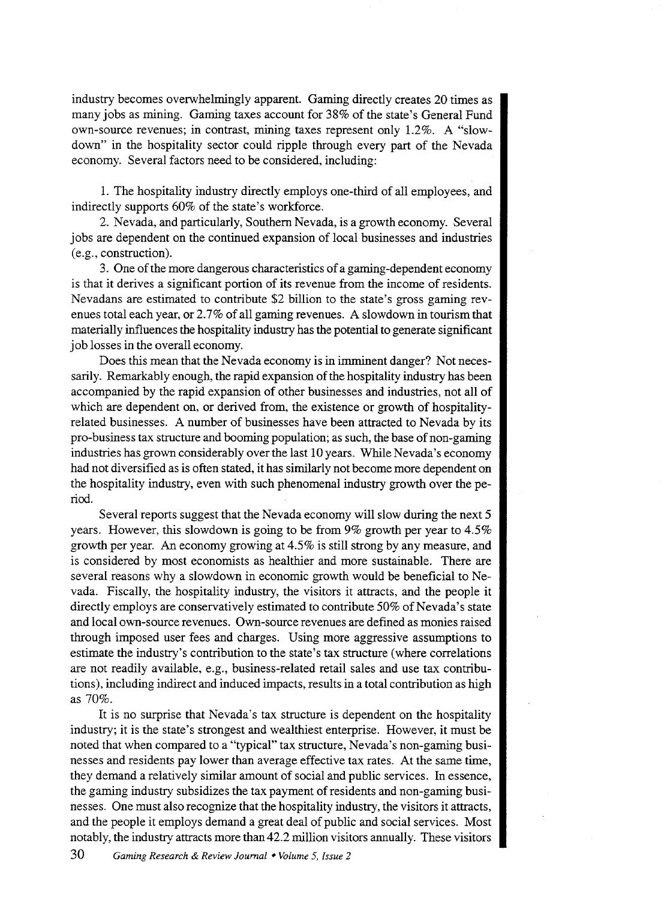industry becomes overwhelmingly apparent. Gaming directly creates 20 times as many jobs as mining. Gaming taxes account for 38% of the state's General Fund own-source revenues; in contrast, mining taxes represent only 1.2%. A "slow-down" in the hospitality sector could ripple through every part of the Nevada economy. Several factors need to be considered, including:

1. The hospitality industry directly employs one-third of all employees, and indirectly supports 60% of the state's workforce.
2. Nevada, and particularly, Southern Nevada, is a growth economy. Several jobs are dependent on the continued expansion of local businesses and industries (e.g., construction).
3. One of the more dangerous characteristics of a gaming-dependent economy is that it derives a significant portion of its revenue from the income of residents. Nevadans are estimated to contribute $2 billion to the state's gross gaming revenues total each year, or 2.7% of all gaming revenues. A slowdown in tourism that materially influences the hospitality industry has the potential to generate significant job losses in the overall economy.

Does this mean that the Nevada economy is in imminent danger? Not necessarily. Remarkably enough, the rapid expansion of the hospitality industry has been accompanied by the rapid expansion of other businesses and industries, not all of which are dependent on, or derived from, the existence or growth of hospitality-related businesses. A number of businesses have been attracted to Nevada by its pro-business tax structure and booming population; as such, the base of non-gaming industries has grown considerably over the last 10 years. While Nevada's economy had not diversified as is often stated, it has similarly not become more dependent on the hospitality industry, even with such phenomenal industry growth over the period.

Several reports suggest that the Nevada economy will slow during the next 5 years. However, this slowdown is going to be from 9% growth per year to 4.5% growth per year. An economy growing at 4.5% is still strong by any measure, and is considered by most economists as healthier and more sustainable. There are several reasons why a slowdown in economic growth would be beneficial to Nevada. Fiscally, the hospitality industry, the visitors it attracts, and the people it directly employs are conservatively estimated to contribute 50% of Nevada's state and local own-source revenues. Own-source revenues are defined as monies raised through imposed user fees and charges. Using more aggressive assumptions to estimate the industry's contribution to the state's tax structure (where correlations are not readily available, e.g., business-related retail sales and use tax contributions), including indirect and induced impacts, results in a total contribution as high as 70%.

It is no surprise that Nevada's tax structure is dependent on the hospitality industry; it is the state's strongest and wealthiest enterprise. However, it must be noted that when compared to a "typical" tax structure, Nevada's non-gaming businesses and residents pay lower than average effective tax rates. At the same time, they demand a relatively similar amount of social and public services. In essence, the gaming industry subsidizes the tax payment of residents and non-gaming businesses. One must also recognize that the hospitality industry, the visitors it attracts, and the people it employs demand a great deal of public and social services. Most notably, the industry attracts more than 42.2 million visitors annually. These visitors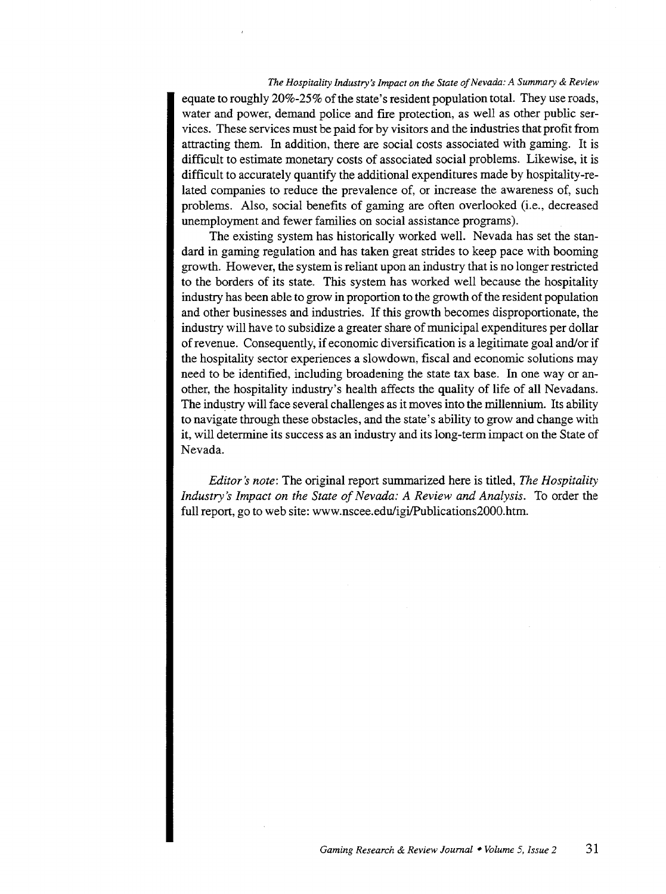equate to roughly 20%-25% of the state's resident population total. They use roads, water and power, demand police and fire protection, as well as other public services. These services must be paid for by visitors and the industries that profit from attracting them. In addition, there are social costs associated with gaming. It is difficult to estimate monetary costs of associated social problems. Likewise, it is difficult to accurately quantify the additional expenditures made by hospitality-related companies to reduce the prevalence of, or increase the awareness of, such problems. Also, social benefits of gaming are often overlooked (i.e., decreased unemployment and fewer families on social assistance programs).

The existing system has historically worked well. Nevada has set the standard in gaming regulation and has taken great strides to keep pace with booming growth. However, the system is reliant upon an industry that is no longer restricted to the borders of its state. This system has worked well because the hospitality industry has been able to grow in proportion to the growth of the resident population and other businesses and industries. If this growth becomes disproportionate, the industry will have to subsidize a greater share of municipal expenditures per dollar of revenue. Consequently, if economic diversification is a legitimate goal and/or if the hospitality sector experiences a slowdown, fiscal and economic solutions may need to be identified, including broadening the state tax base. In one way or another, the hospitality industry's health affects the quality of life of all Nevadans. The industry will face several challenges as it moves into the millennium. Its ability to navigate through these obstacles, and the state's ability to grow and change with it, will determine its success as an industry and its long-term impact on the State of Nevada.

*Editor's note*: The original report summarized here is titled, *The Hospitality Industry's Impact on the State of Nevada: A Review and Analysis*. To order the full report, go to web site: www.nscee.edu/igi/Publications2000.htm.